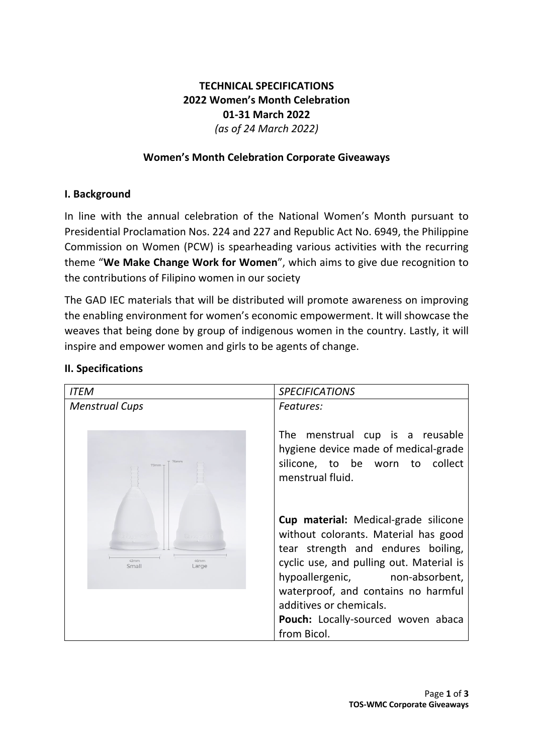**TECHNICAL SPECIFICATIONS**
**2022 Women's Month Celebration**
**01-31 March 2022**
*(as of 24 March 2022)*

**Women's Month Celebration Corporate Giveaways**

## I. Background

In line with the annual celebration of the National Women's Month pursuant to Presidential Proclamation Nos. 224 and 227 and Republic Act No. 6949, the Philippine Commission on Women (PCW) is spearheading various activities with the recurring theme "**We Make Change Work for Women**", which aims to give due recognition to the contributions of Filipino women in our society

The GAD IEC materials that will be distributed will promote awareness on improving the enabling environment for women's economic empowerment. It will showcase the weaves that being done by group of indigenous women in the country. Lastly, it will inspire and empower women and girls to be agents of change.

## II. Specifications

| *ITEM* | *SPECIFICATIONS* |
|---|---|
| *Menstrual Cups* | *Features:*<br><br>The menstrual cup is a reusable hygiene device made of medical-grade silicone, to be worn to collect menstrual fluid.<br><br>**Cup material:** Medical-grade silicone without colorants. Material has good tear strength and endures boiling, cyclic use, and pulling out. Material is hypoallergenic, non-absorbent, waterproof, and contains no harmful additives or chemicals.<br>**Pouch:** Locally-sourced woven abaca from Bicol. |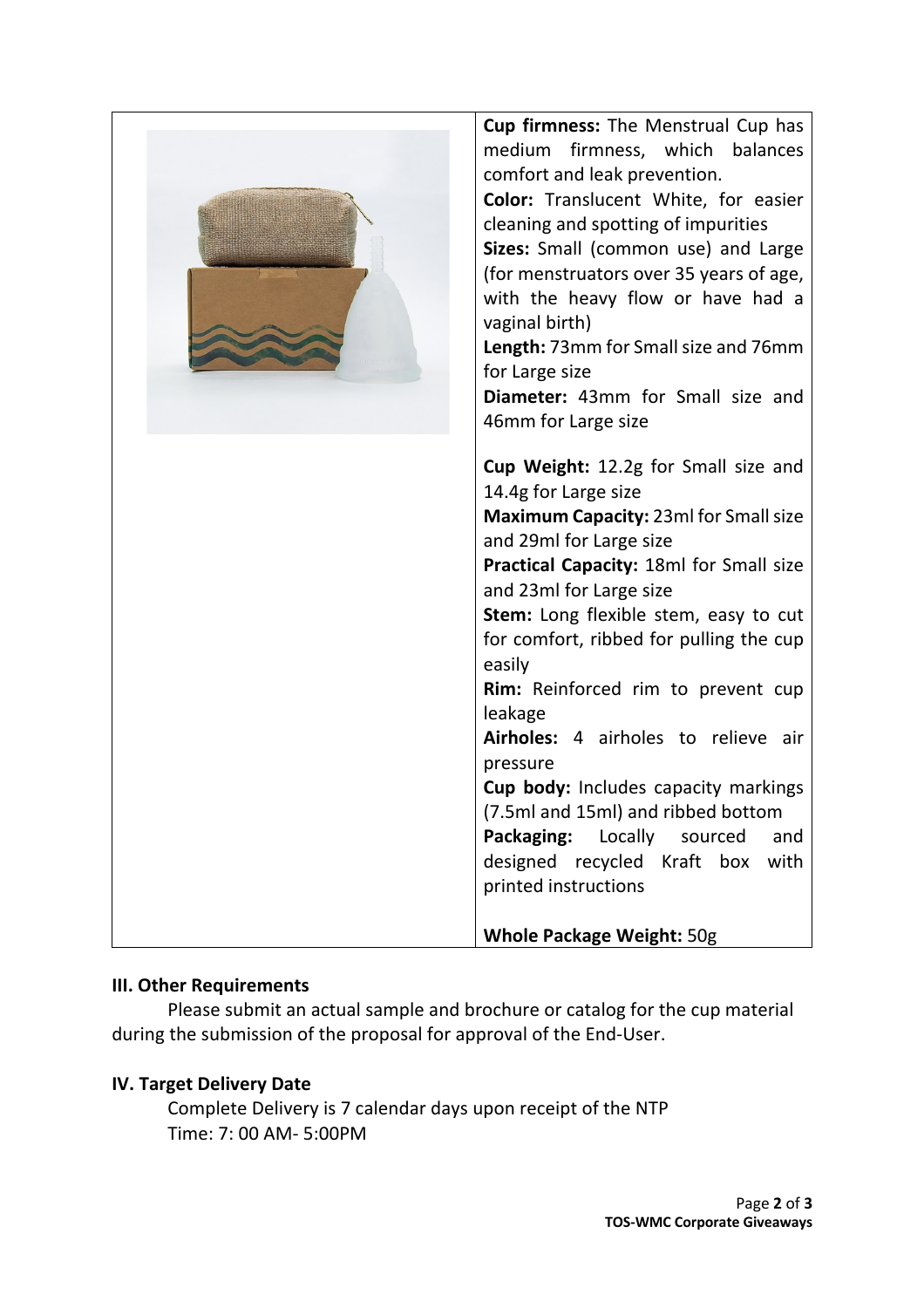| | **Cup firmness:** The Menstrual Cup has medium firmness, which balances comfort and leak prevention.<br>**Color:** Translucent White, for easier cleaning and spotting of impurities<br>**Sizes:** Small (common use) and Large (for menstruators over 35 years of age, with the heavy flow or have had a vaginal birth)<br>**Length:** 73mm for Small size and 76mm for Large size<br>**Diameter:** 43mm for Small size and 46mm for Large size<br><br>**Cup Weight:** 12.2g for Small size and 14.4g for Large size<br>**Maximum Capacity:** 23ml for Small size and 29ml for Large size<br>**Practical Capacity:** 18ml for Small size and 23ml for Large size<br>**Stem:** Long flexible stem, easy to cut for comfort, ribbed for pulling the cup easily<br>**Rim:** Reinforced rim to prevent cup leakage<br>**Airholes:** 4 airholes to relieve air pressure<br>**Cup body:** Includes capacity markings (7.5ml and 15ml) and ribbed bottom<br>**Packaging:** Locally sourced and designed recycled Kraft box with printed instructions<br><br>**Whole Package Weight:** 50g |
|---|---|

**III. Other Requirements**

Please submit an actual sample and brochure or catalog for the cup material during the submission of the proposal for approval of the End-User.

**IV. Target Delivery Date**

Complete Delivery is 7 calendar days upon receipt of the NTP
Time: 7: 00 AM- 5:00PM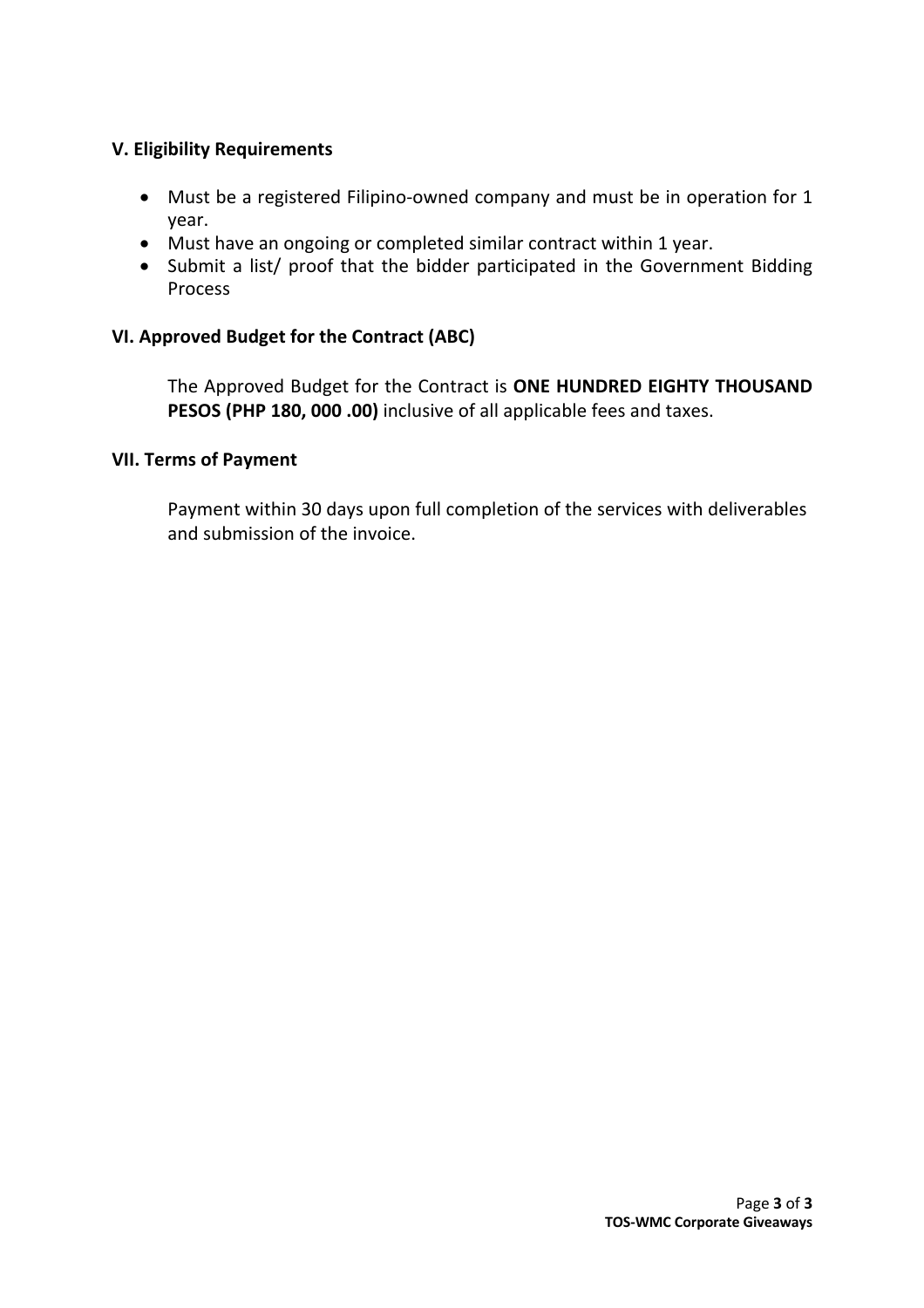### V. Eligibility Requirements

- Must be a registered Filipino-owned company and must be in operation for 1 year.
- Must have an ongoing or completed similar contract within 1 year.
- Submit a list/ proof that the bidder participated in the Government Bidding Process

### VI. Approved Budget for the Contract (ABC)

The Approved Budget for the Contract is **ONE HUNDRED EIGHTY THOUSAND PESOS (PHP 180, 000 .00)** inclusive of all applicable fees and taxes.

### VII. Terms of Payment

Payment within 30 days upon full completion of the services with deliverables and submission of the invoice.